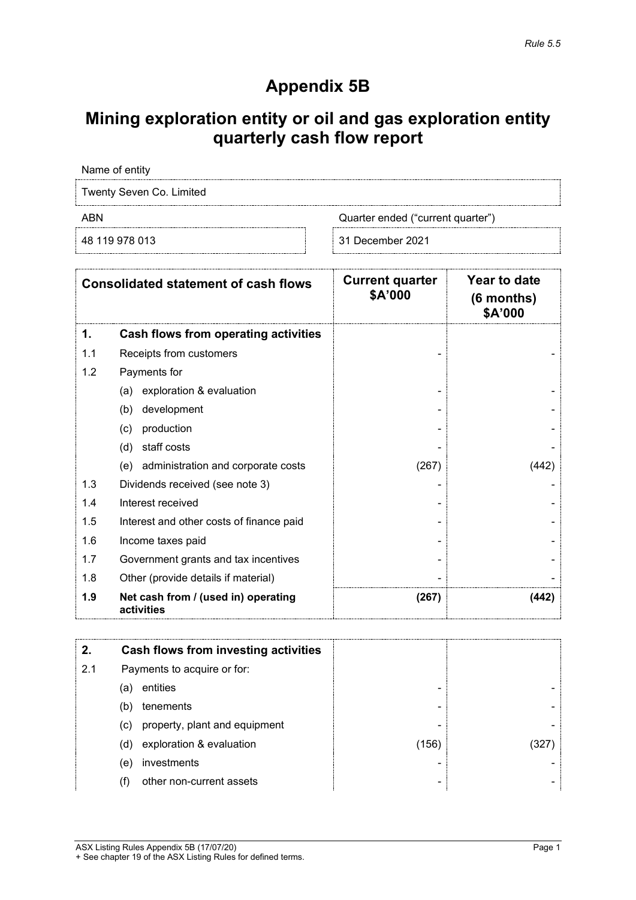*Rule 5.5*

# Appendix 5B

# Mining exploration entity or oil and gas exploration entity quarterly cash flow report

| Name of entity | |
|---|---|
| Twenty Seven Co. Limited | |
| ABN | Quarter ended ("current quarter") |
| 48 119 978 013 | 31 December 2021 |

| | Consolidated statement of cash flows | Current quarter $A'000 | Year to date (6 months) $A'000 |
|---|---|---|---|
| **1.** | **Cash flows from operating activities** | | |
| 1.1 | Receipts from customers | - | - |
| 1.2 | Payments for | | |
| | (a) exploration & evaluation | - | - |
| | (b) development | - | - |
| | (c) production | - | - |
| | (d) staff costs | - | - |
| | (e) administration and corporate costs | (267) | (442) |
| 1.3 | Dividends received (see note 3) | - | - |
| 1.4 | Interest received | - | - |
| 1.5 | Interest and other costs of finance paid | - | - |
| 1.6 | Income taxes paid | - | - |
| 1.7 | Government grants and tax incentives | - | - |
| 1.8 | Other (provide details if material) | - | - |
| **1.9** | **Net cash from / (used in) operating activities** | **(267)** | **(442)** |

| | | | |
|---|---|---|---|
| **2.** | **Cash flows from investing activities** | | |
| 2.1 | Payments to acquire or for: | | |
| | (a) entities | - | - |
| | (b) tenements | - | - |
| | (c) property, plant and equipment | - | - |
| | (d) exploration & evaluation | (156) | (327) |
| | (e) investments | - | - |
| | (f) other non-current assets | - | - |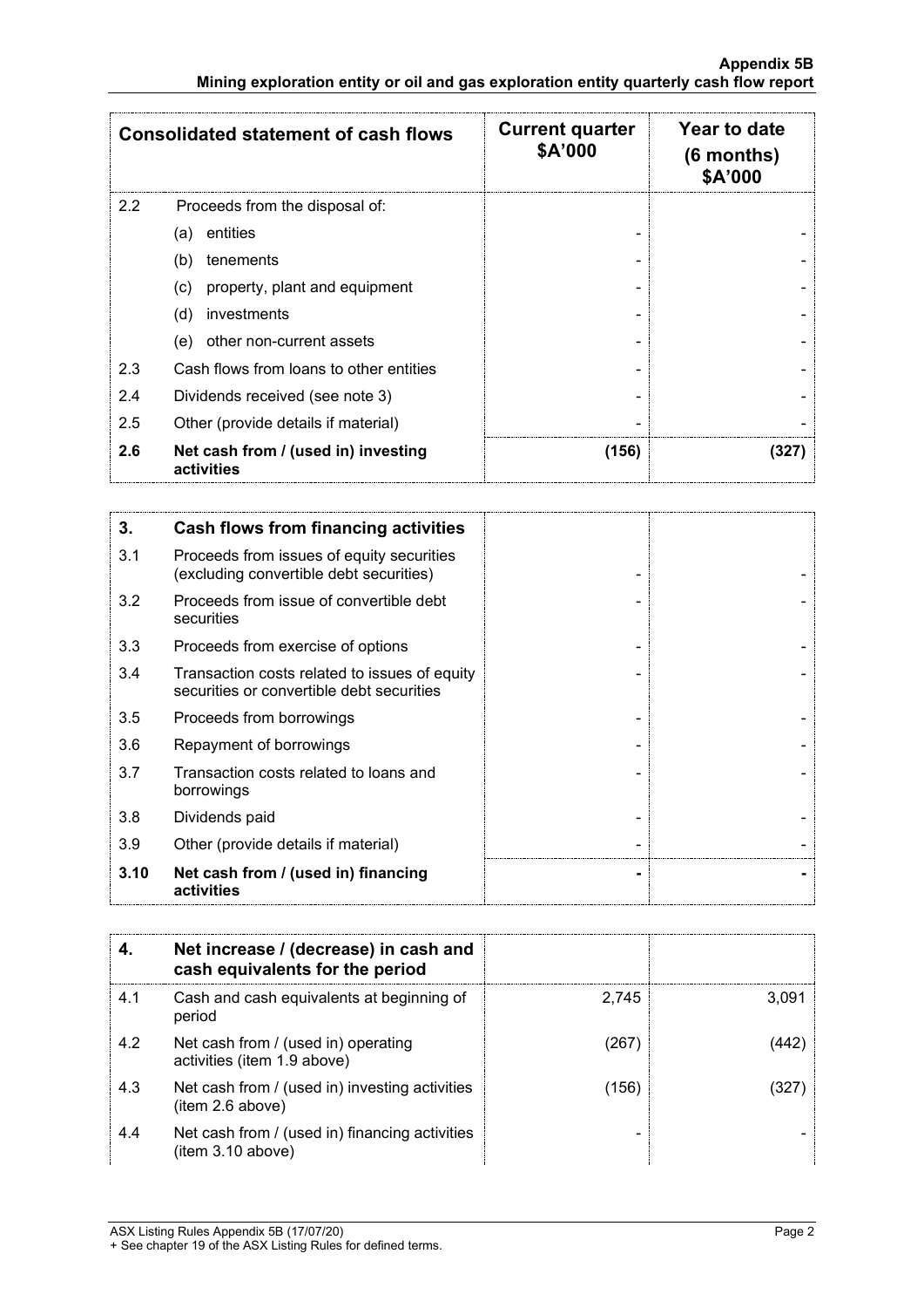| Consolidated statement of cash flows | | Current quarter $A'000 | Year to date (6 months) $A'000 |
|---|---|---|---|
| 2.2 | Proceeds from the disposal of: | | |
| | (a) entities | - | - |
| | (b) tenements | - | - |
| | (c) property, plant and equipment | - | - |
| | (d) investments | - | - |
| | (e) other non-current assets | - | - |
| 2.3 | Cash flows from loans to other entities | - | - |
| 2.4 | Dividends received (see note 3) | - | - |
| 2.5 | Other (provide details if material) | - | - |
| **2.6** | **Net cash from / (used in) investing activities** | **(156)** | **(327)** |

| | | | |
|---|---|---|---|
| **3.** | **Cash flows from financing activities** | | |
| 3.1 | Proceeds from issues of equity securities (excluding convertible debt securities) | - | - |
| 3.2 | Proceeds from issue of convertible debt securities | - | - |
| 3.3 | Proceeds from exercise of options | - | - |
| 3.4 | Transaction costs related to issues of equity securities or convertible debt securities | - | - |
| 3.5 | Proceeds from borrowings | - | - |
| 3.6 | Repayment of borrowings | - | - |
| 3.7 | Transaction costs related to loans and borrowings | - | - |
| 3.8 | Dividends paid | - | - |
| 3.9 | Other (provide details if material) | - | - |
| **3.10** | **Net cash from / (used in) financing activities** | **-** | **-** |

| | | | |
|---|---|---|---|
| **4.** | **Net increase / (decrease) in cash and cash equivalents for the period** | | |
| 4.1 | Cash and cash equivalents at beginning of period | 2,745 | 3,091 |
| 4.2 | Net cash from / (used in) operating activities (item 1.9 above) | (267) | (442) |
| 4.3 | Net cash from / (used in) investing activities (item 2.6 above) | (156) | (327) |
| 4.4 | Net cash from / (used in) financing activities (item 3.10 above) | - | - |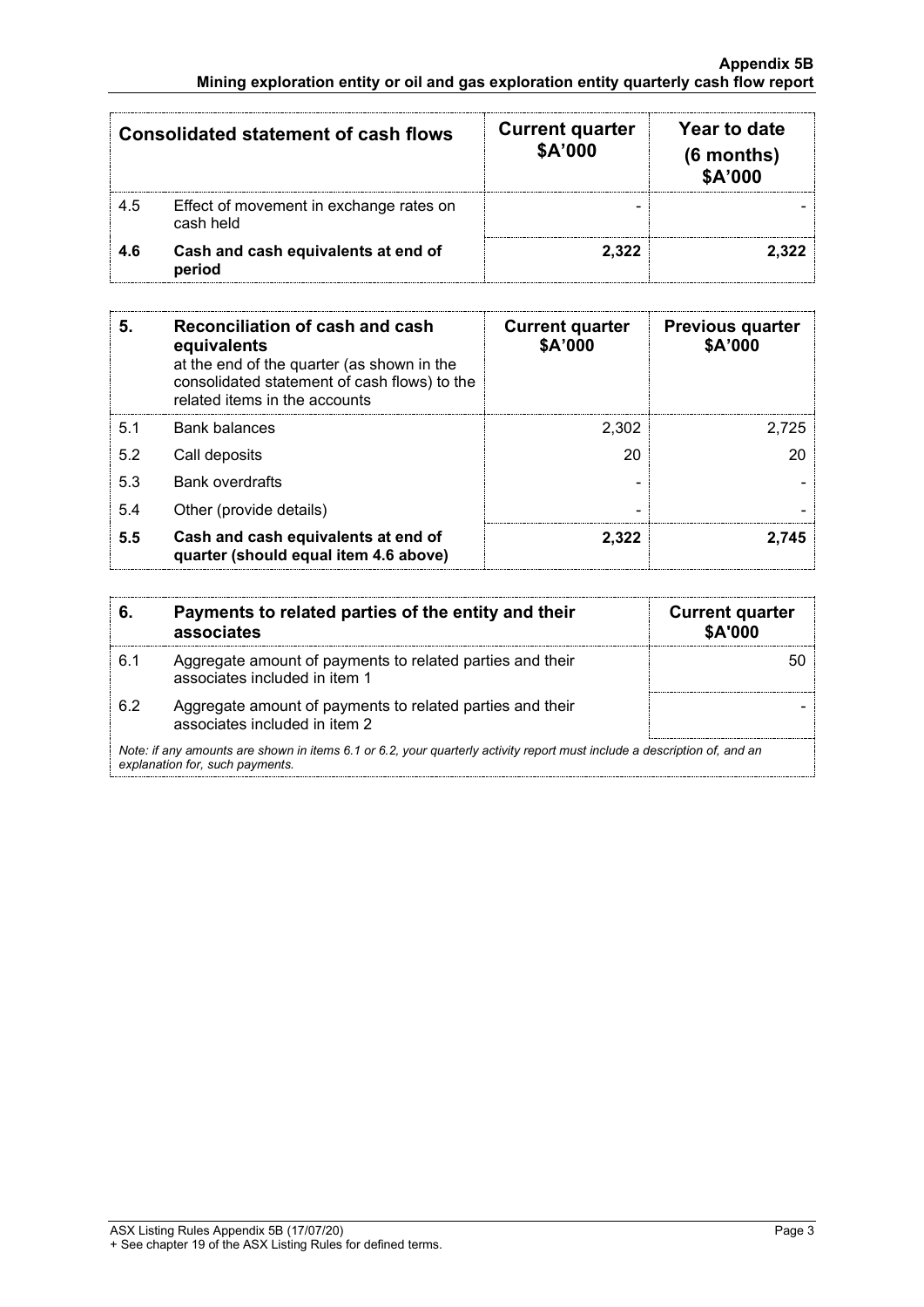| Consolidated statement of cash flows | | Current quarter \$A'000 | Year to date (6 months) \$A'000 |
|---|---|---|---|
| 4.5 | Effect of movement in exchange rates on cash held | - | - |
| **4.6** | **Cash and cash equivalents at end of period** | **2,322** | **2,322** |

| **5.** | **Reconciliation of cash and cash equivalents** at the end of the quarter (as shown in the consolidated statement of cash flows) to the related items in the accounts | **Current quarter \$A'000** | **Previous quarter \$A'000** |
|---|---|---|---|
| 5.1 | Bank balances | 2,302 | 2,725 |
| 5.2 | Call deposits | 20 | 20 |
| 5.3 | Bank overdrafts | - | - |
| 5.4 | Other (provide details) | - | - |
| **5.5** | **Cash and cash equivalents at end of quarter (should equal item 4.6 above)** | **2,322** | **2,745** |

| **6.** | **Payments to related parties of the entity and their associates** | **Current quarter \$A'000** |
|---|---|---|
| 6.1 | Aggregate amount of payments to related parties and their associates included in item 1 | 50 |
| 6.2 | Aggregate amount of payments to related parties and their associates included in item 2 | - |

*Note: if any amounts are shown in items 6.1 or 6.2, your quarterly activity report must include a description of, and an explanation for, such payments.*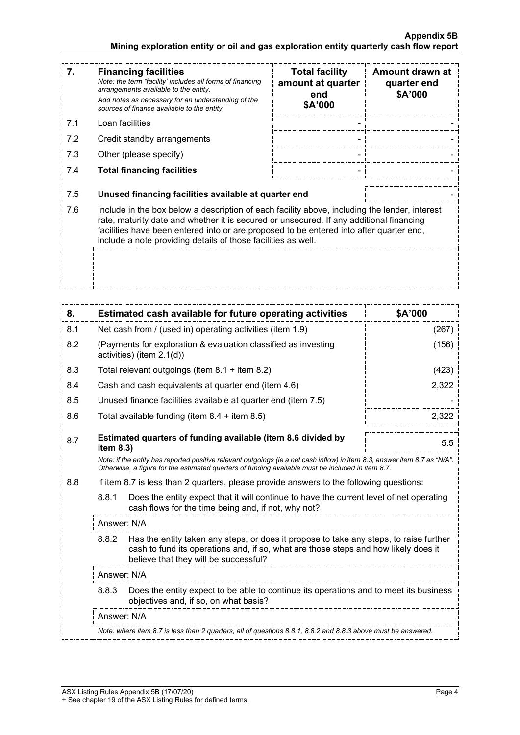| 7. | **Financing facilities**<br>*Note: the term "facility' includes all forms of financing arrangements available to the entity.*<br>*Add notes as necessary for an understanding of the sources of finance available to the entity.* | **Total facility amount at quarter end<br>$A'000** | **Amount drawn at quarter end<br>$A'000** |
|---|---|---|---|
| 7.1 | Loan facilities | - | - |
| 7.2 | Credit standby arrangements | - | - |
| 7.3 | Other (please specify) | - | - |
| 7.4 | **Total financing facilities** | - | - |
| 7.5 | **Unused financing facilities available at quarter end** | | - |
| 7.6 | Include in the box below a description of each facility above, including the lender, interest rate, maturity date and whether it is secured or unsecured. If any additional financing facilities have been entered into or are proposed to be entered into after quarter end, include a note providing details of those facilities as well. | | |

| 8. | **Estimated cash available for future operating activities** | **$A'000** |
|---|---|---|
| 8.1 | Net cash from / (used in) operating activities (item 1.9) | (267) |
| 8.2 | (Payments for exploration & evaluation classified as investing activities) (item 2.1(d)) | (156) |
| 8.3 | Total relevant outgoings (item 8.1 + item 8.2) | (423) |
| 8.4 | Cash and cash equivalents at quarter end (item 4.6) | 2,322 |
| 8.5 | Unused finance facilities available at quarter end (item 7.5) | - |
| 8.6 | Total available funding (item 8.4 + item 8.5) | 2,322 |
| 8.7 | **Estimated quarters of funding available (item 8.6 divided by item 8.3)** | 5.5 |

*Note: if the entity has reported positive relevant outgoings (ie a net cash inflow) in item 8.3, answer item 8.7 as "N/A". Otherwise, a figure for the estimated quarters of funding available must be included in item 8.7.*

8.8 If item 8.7 is less than 2 quarters, please provide answers to the following questions:

8.8.1 Does the entity expect that it will continue to have the current level of net operating cash flows for the time being and, if not, why not?

Answer: N/A

8.8.2 Has the entity taken any steps, or does it propose to take any steps, to raise further cash to fund its operations and, if so, what are those steps and how likely does it believe that they will be successful?

Answer: N/A

8.8.3 Does the entity expect to be able to continue its operations and to meet its business objectives and, if so, on what basis?

Answer: N/A

*Note: where item 8.7 is less than 2 quarters, all of questions 8.8.1, 8.8.2 and 8.8.3 above must be answered.*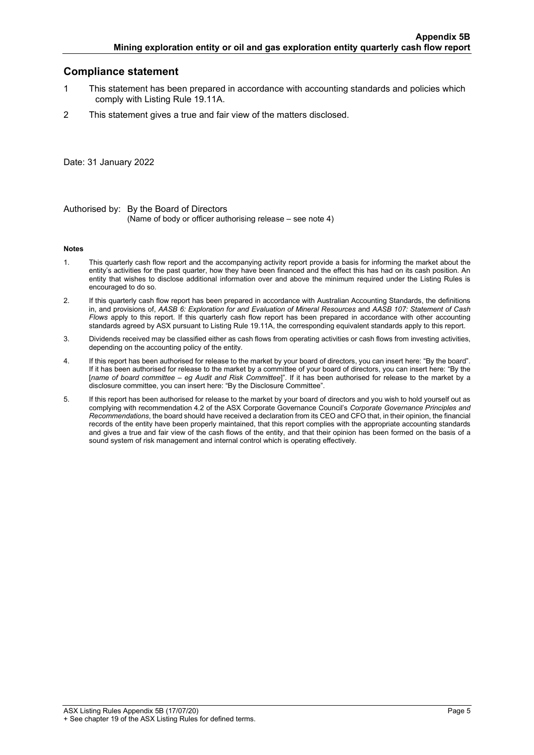## Compliance statement

1. This statement has been prepared in accordance with accounting standards and policies which comply with Listing Rule 19.11A.
2. This statement gives a true and fair view of the matters disclosed.

Date: 31 January 2022

Authorised by: By the Board of Directors
(Name of body or officer authorising release – see note 4)

#### Notes

1. This quarterly cash flow report and the accompanying activity report provide a basis for informing the market about the entity's activities for the past quarter, how they have been financed and the effect this has had on its cash position. An entity that wishes to disclose additional information over and above the minimum required under the Listing Rules is encouraged to do so.
2. If this quarterly cash flow report has been prepared in accordance with Australian Accounting Standards, the definitions in, and provisions of, *AASB 6: Exploration for and Evaluation of Mineral Resources* and *AASB 107: Statement of Cash Flows* apply to this report. If this quarterly cash flow report has been prepared in accordance with other accounting standards agreed by ASX pursuant to Listing Rule 19.11A, the corresponding equivalent standards apply to this report.
3. Dividends received may be classified either as cash flows from operating activities or cash flows from investing activities, depending on the accounting policy of the entity.
4. If this report has been authorised for release to the market by your board of directors, you can insert here: "By the board". If it has been authorised for release to the market by a committee of your board of directors, you can insert here: "By the [*name of board committee – eg Audit and Risk Committee*]". If it has been authorised for release to the market by a disclosure committee, you can insert here: "By the Disclosure Committee".
5. If this report has been authorised for release to the market by your board of directors and you wish to hold yourself out as complying with recommendation 4.2 of the ASX Corporate Governance Council's *Corporate Governance Principles and Recommendations*, the board should have received a declaration from its CEO and CFO that, in their opinion, the financial records of the entity have been properly maintained, that this report complies with the appropriate accounting standards and gives a true and fair view of the cash flows of the entity, and that their opinion has been formed on the basis of a sound system of risk management and internal control which is operating effectively.